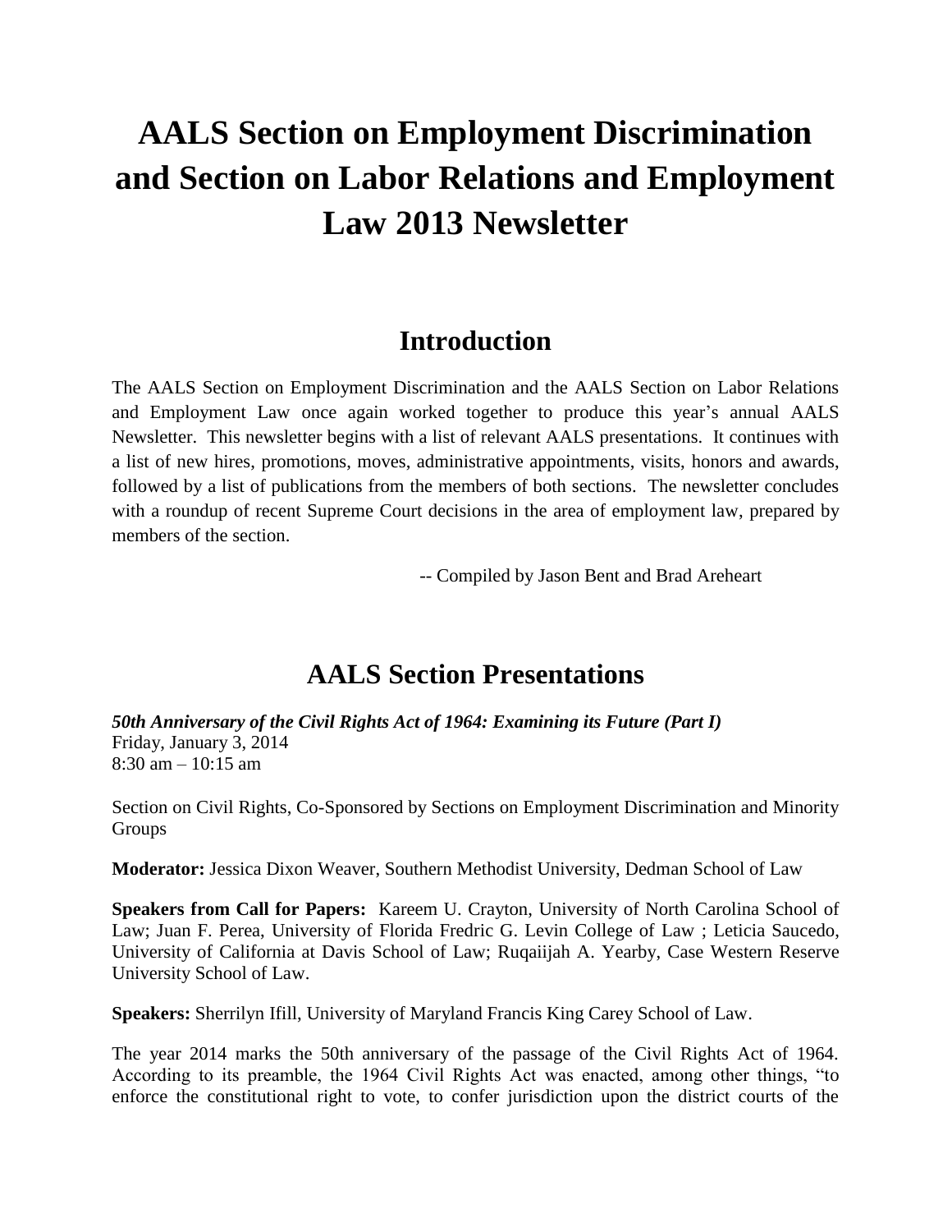# AALS Section on Employment Discrimination and Section on Labor Relations and Employment Law 2013 Newsletter

## Introduction

The AALS Section on Employment Discrimination and the AALS Section on Labor Relations and Employment Law once again worked together to produce this year's annual AALS Newsletter. This newsletter begins with a list of relevant AALS presentations. It continues with a list of new hires, promotions, moves, administrative appointments, visits, honors and awards, followed by a list of publications from the members of both sections. The newsletter concludes with a roundup of recent Supreme Court decisions in the area of employment law, prepared by members of the section.

-- Compiled by Jason Bent and Brad Areheart

## AALS Section Presentations

***50th Anniversary of the Civil Rights Act of 1964: Examining its Future (Part I)***
Friday, January 3, 2014
8:30 am – 10:15 am

Section on Civil Rights, Co-Sponsored by Sections on Employment Discrimination and Minority Groups

**Moderator:** Jessica Dixon Weaver, Southern Methodist University, Dedman School of Law

**Speakers from Call for Papers:** Kareem U. Crayton, University of North Carolina School of Law; Juan F. Perea, University of Florida Fredric G. Levin College of Law ; Leticia Saucedo, University of California at Davis School of Law; Ruqaiijah A. Yearby, Case Western Reserve University School of Law.

**Speakers:** Sherrilyn Ifill, University of Maryland Francis King Carey School of Law.

The year 2014 marks the 50th anniversary of the passage of the Civil Rights Act of 1964. According to its preamble, the 1964 Civil Rights Act was enacted, among other things, "to enforce the constitutional right to vote, to confer jurisdiction upon the district courts of the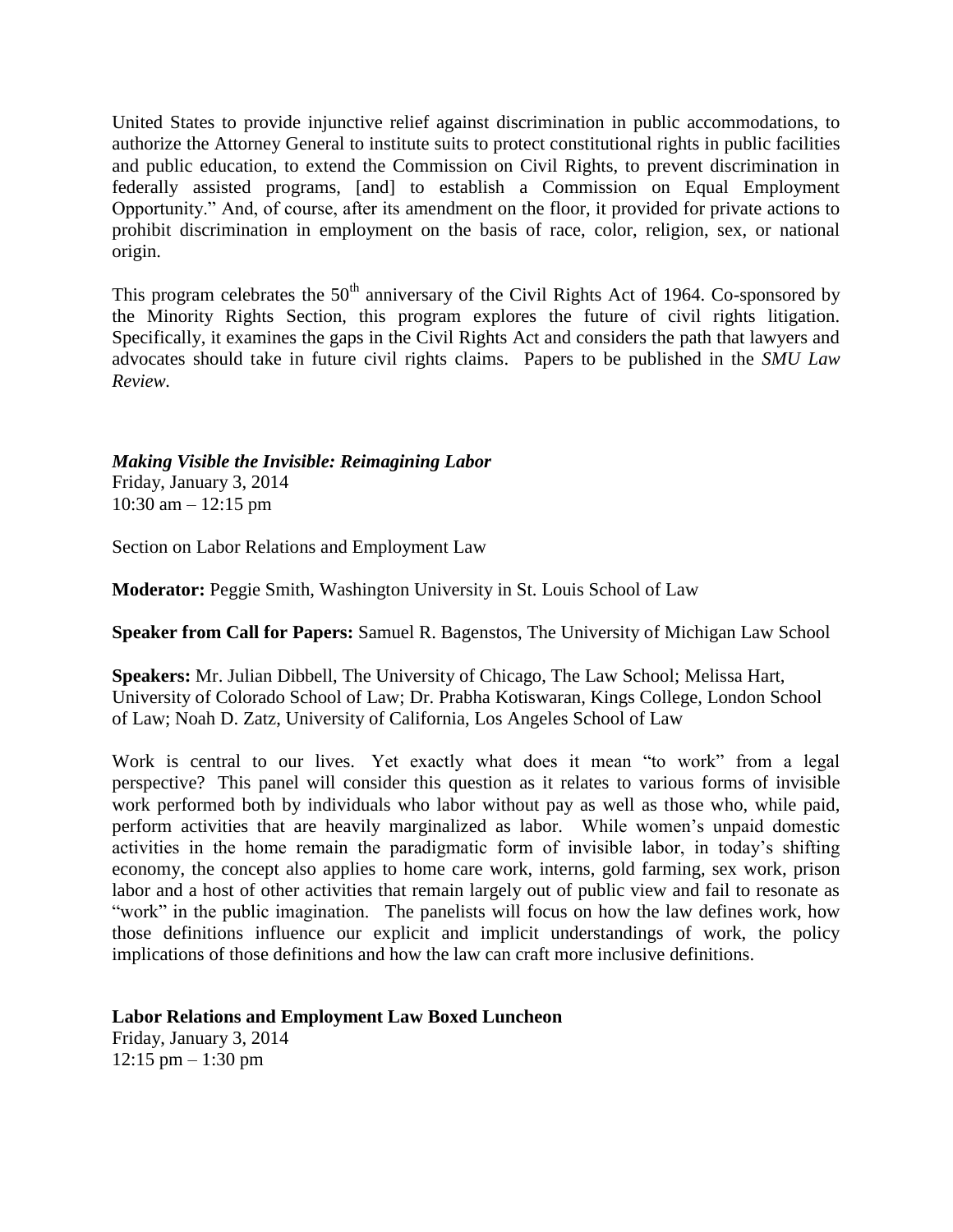United States to provide injunctive relief against discrimination in public accommodations, to authorize the Attorney General to institute suits to protect constitutional rights in public facilities and public education, to extend the Commission on Civil Rights, to prevent discrimination in federally assisted programs, [and] to establish a Commission on Equal Employment Opportunity." And, of course, after its amendment on the floor, it provided for private actions to prohibit discrimination in employment on the basis of race, color, religion, sex, or national origin.

This program celebrates the 50th anniversary of the Civil Rights Act of 1964. Co-sponsored by the Minority Rights Section, this program explores the future of civil rights litigation. Specifically, it examines the gaps in the Civil Rights Act and considers the path that lawyers and advocates should take in future civil rights claims. Papers to be published in the *SMU Law Review.*

***Making Visible the Invisible: Reimagining Labor***
Friday, January 3, 2014
10:30 am – 12:15 pm

Section on Labor Relations and Employment Law

**Moderator:** Peggie Smith, Washington University in St. Louis School of Law

**Speaker from Call for Papers:** Samuel R. Bagenstos, The University of Michigan Law School

**Speakers:** Mr. Julian Dibbell, The University of Chicago, The Law School; Melissa Hart, University of Colorado School of Law; Dr. Prabha Kotiswaran, Kings College, London School of Law; Noah D. Zatz, University of California, Los Angeles School of Law

Work is central to our lives. Yet exactly what does it mean "to work" from a legal perspective? This panel will consider this question as it relates to various forms of invisible work performed both by individuals who labor without pay as well as those who, while paid, perform activities that are heavily marginalized as labor. While women's unpaid domestic activities in the home remain the paradigmatic form of invisible labor, in today's shifting economy, the concept also applies to home care work, interns, gold farming, sex work, prison labor and a host of other activities that remain largely out of public view and fail to resonate as "work" in the public imagination. The panelists will focus on how the law defines work, how those definitions influence our explicit and implicit understandings of work, the policy implications of those definitions and how the law can craft more inclusive definitions.

**Labor Relations and Employment Law Boxed Luncheon**
Friday, January 3, 2014
12:15 pm – 1:30 pm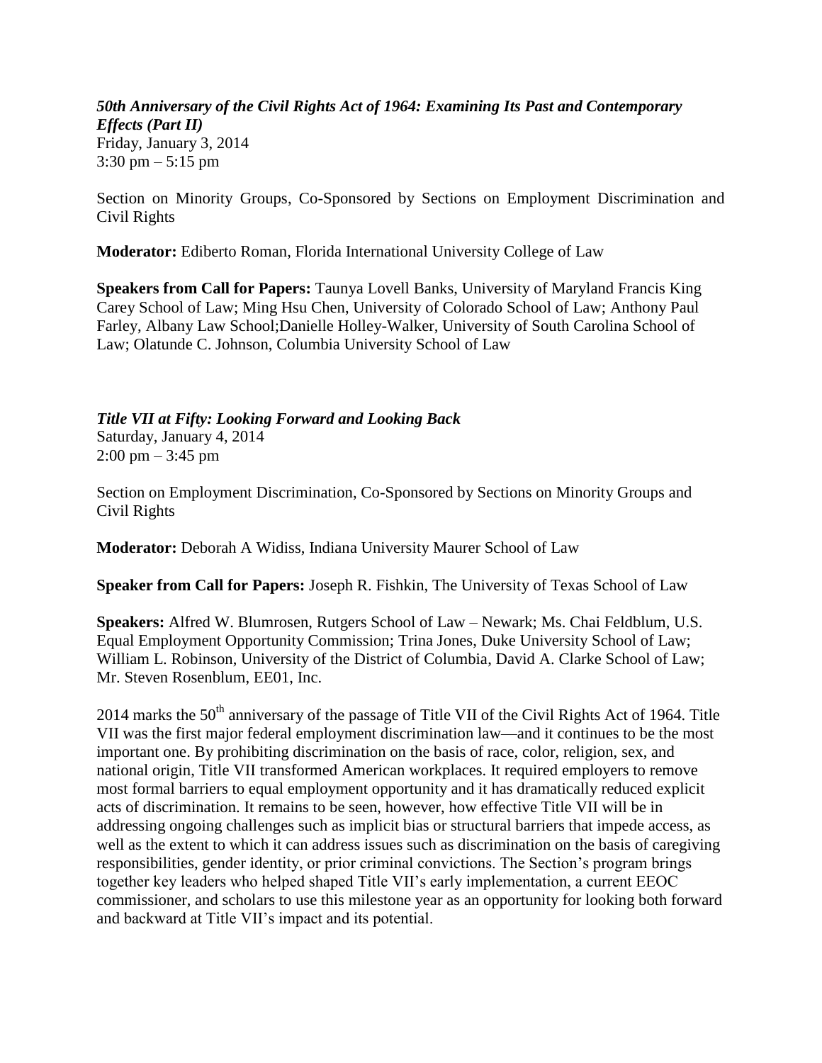***50th Anniversary of the Civil Rights Act of 1964: Examining Its Past and Contemporary Effects (Part II)***
Friday, January 3, 2014
3:30 pm – 5:15 pm

Section on Minority Groups, Co-Sponsored by Sections on Employment Discrimination and Civil Rights

**Moderator:** Ediberto Roman, Florida International University College of Law

**Speakers from Call for Papers:** Taunya Lovell Banks, University of Maryland Francis King Carey School of Law; Ming Hsu Chen, University of Colorado School of Law; Anthony Paul Farley, Albany Law School;Danielle Holley-Walker, University of South Carolina School of Law; Olatunde C. Johnson, Columbia University School of Law

***Title VII at Fifty: Looking Forward and Looking Back***
Saturday, January 4, 2014
2:00 pm – 3:45 pm

Section on Employment Discrimination, Co-Sponsored by Sections on Minority Groups and Civil Rights

**Moderator:** Deborah A Widiss, Indiana University Maurer School of Law

**Speaker from Call for Papers:** Joseph R. Fishkin, The University of Texas School of Law

**Speakers:** Alfred W. Blumrosen, Rutgers School of Law – Newark; Ms. Chai Feldblum, U.S. Equal Employment Opportunity Commission; Trina Jones, Duke University School of Law; William L. Robinson, University of the District of Columbia, David A. Clarke School of Law; Mr. Steven Rosenblum, EE01, Inc.

2014 marks the 50th anniversary of the passage of Title VII of the Civil Rights Act of 1964. Title VII was the first major federal employment discrimination law—and it continues to be the most important one. By prohibiting discrimination on the basis of race, color, religion, sex, and national origin, Title VII transformed American workplaces. It required employers to remove most formal barriers to equal employment opportunity and it has dramatically reduced explicit acts of discrimination. It remains to be seen, however, how effective Title VII will be in addressing ongoing challenges such as implicit bias or structural barriers that impede access, as well as the extent to which it can address issues such as discrimination on the basis of caregiving responsibilities, gender identity, or prior criminal convictions. The Section's program brings together key leaders who helped shaped Title VII's early implementation, a current EEOC commissioner, and scholars to use this milestone year as an opportunity for looking both forward and backward at Title VII's impact and its potential.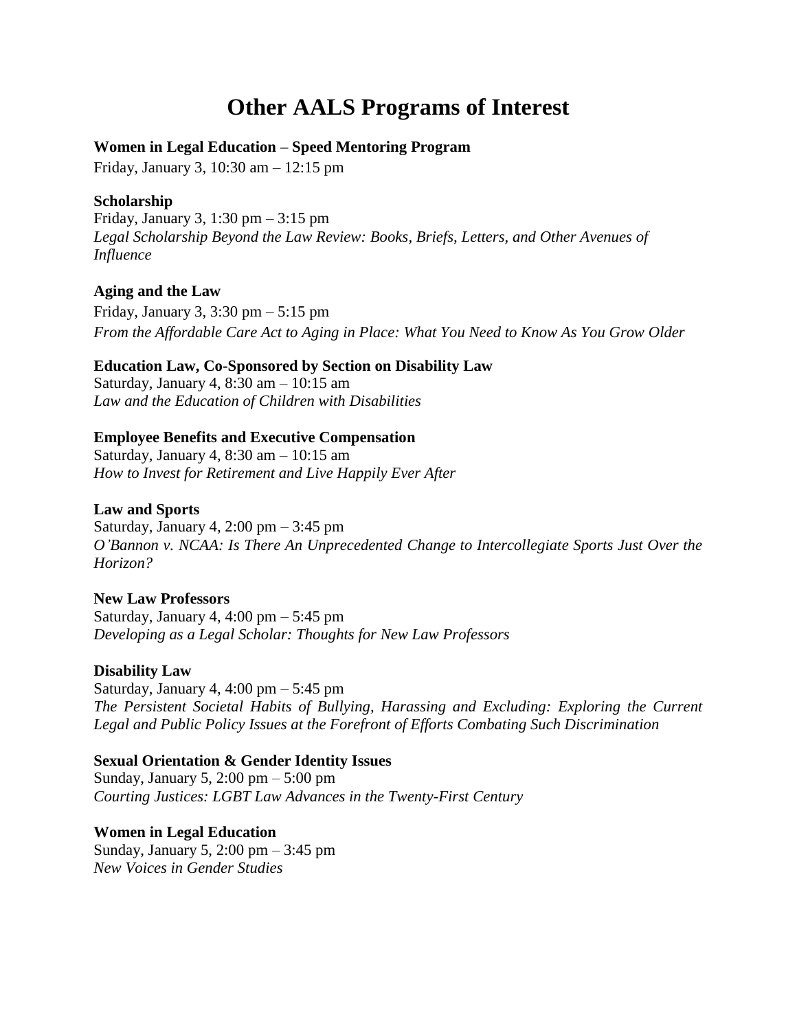# Other AALS Programs of Interest

**Women in Legal Education – Speed Mentoring Program**
Friday, January 3, 10:30 am – 12:15 pm

**Scholarship**
Friday, January 3, 1:30 pm – 3:15 pm
*Legal Scholarship Beyond the Law Review: Books, Briefs, Letters, and Other Avenues of Influence*

**Aging and the Law**
Friday, January 3, 3:30 pm – 5:15 pm
*From the Affordable Care Act to Aging in Place: What You Need to Know As You Grow Older*

**Education Law, Co-Sponsored by Section on Disability Law**
Saturday, January 4, 8:30 am – 10:15 am
*Law and the Education of Children with Disabilities*

**Employee Benefits and Executive Compensation**
Saturday, January 4, 8:30 am – 10:15 am
*How to Invest for Retirement and Live Happily Ever After*

**Law and Sports**
Saturday, January 4, 2:00 pm – 3:45 pm
*O'Bannon v. NCAA: Is There An Unprecedented Change to Intercollegiate Sports Just Over the Horizon?*

**New Law Professors**
Saturday, January 4, 4:00 pm – 5:45 pm
*Developing as a Legal Scholar: Thoughts for New Law Professors*

**Disability Law**
Saturday, January 4, 4:00 pm – 5:45 pm
*The Persistent Societal Habits of Bullying, Harassing and Excluding: Exploring the Current Legal and Public Policy Issues at the Forefront of Efforts Combating Such Discrimination*

**Sexual Orientation & Gender Identity Issues**
Sunday, January 5, 2:00 pm – 5:00 pm
*Courting Justices: LGBT Law Advances in the Twenty-First Century*

**Women in Legal Education**
Sunday, January 5, 2:00 pm – 3:45 pm
*New Voices in Gender Studies*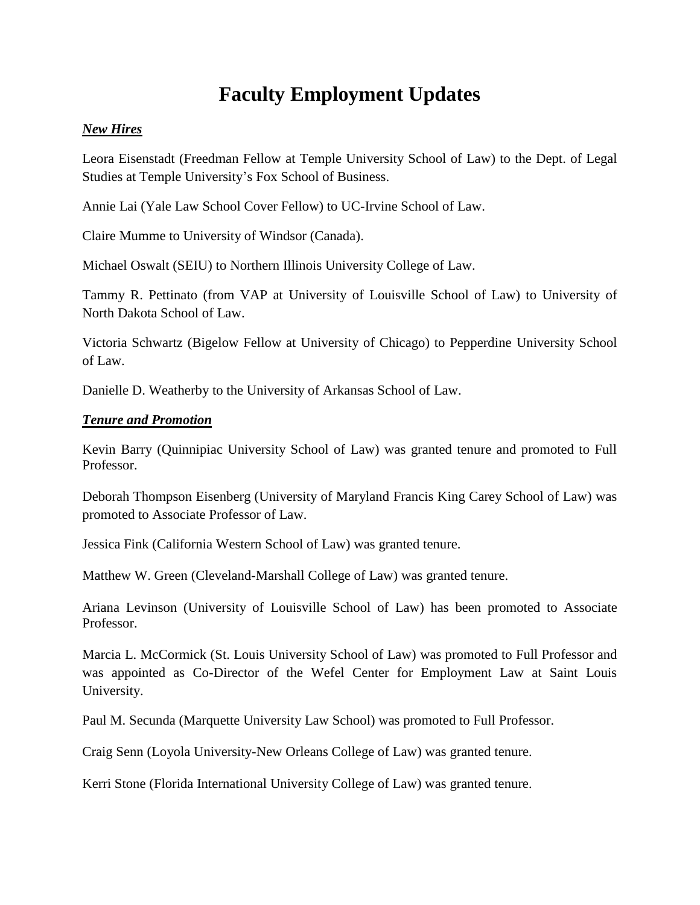# Faculty Employment Updates

***New Hires***

Leora Eisenstadt (Freedman Fellow at Temple University School of Law) to the Dept. of Legal Studies at Temple University's Fox School of Business.

Annie Lai (Yale Law School Cover Fellow) to UC-Irvine School of Law.

Claire Mumme to University of Windsor (Canada).

Michael Oswalt (SEIU) to Northern Illinois University College of Law.

Tammy R. Pettinato (from VAP at University of Louisville School of Law) to University of North Dakota School of Law.

Victoria Schwartz (Bigelow Fellow at University of Chicago) to Pepperdine University School of Law.

Danielle D. Weatherby to the University of Arkansas School of Law.

***Tenure and Promotion***

Kevin Barry (Quinnipiac University School of Law) was granted tenure and promoted to Full Professor.

Deborah Thompson Eisenberg (University of Maryland Francis King Carey School of Law) was promoted to Associate Professor of Law.

Jessica Fink (California Western School of Law) was granted tenure.

Matthew W. Green (Cleveland-Marshall College of Law) was granted tenure.

Ariana Levinson (University of Louisville School of Law) has been promoted to Associate Professor.

Marcia L. McCormick (St. Louis University School of Law) was promoted to Full Professor and was appointed as Co-Director of the Wefel Center for Employment Law at Saint Louis University.

Paul M. Secunda (Marquette University Law School) was promoted to Full Professor.

Craig Senn (Loyola University-New Orleans College of Law) was granted tenure.

Kerri Stone (Florida International University College of Law) was granted tenure.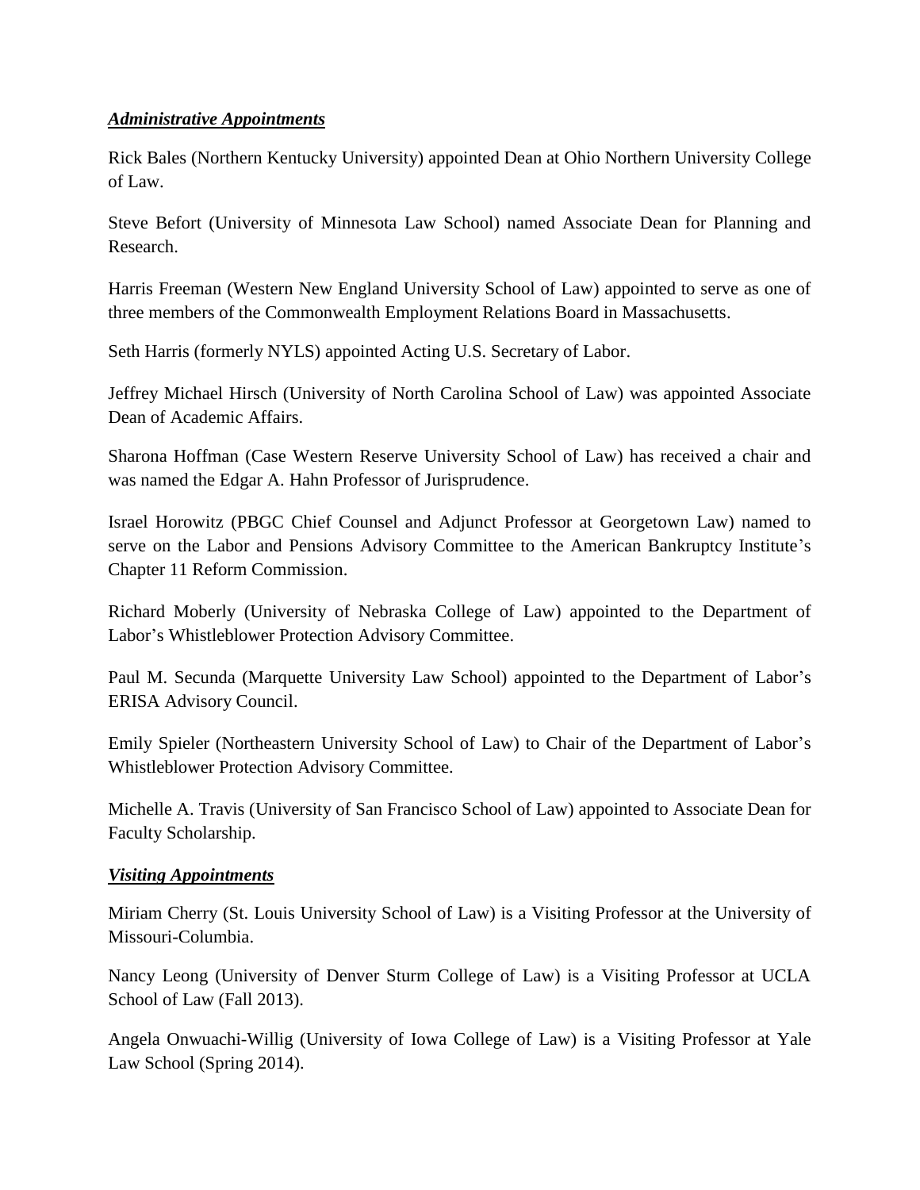### ***Administrative Appointments***

Rick Bales (Northern Kentucky University) appointed Dean at Ohio Northern University College of Law.

Steve Befort (University of Minnesota Law School) named Associate Dean for Planning and Research.

Harris Freeman (Western New England University School of Law) appointed to serve as one of three members of the Commonwealth Employment Relations Board in Massachusetts.

Seth Harris (formerly NYLS) appointed Acting U.S. Secretary of Labor.

Jeffrey Michael Hirsch (University of North Carolina School of Law) was appointed Associate Dean of Academic Affairs.

Sharona Hoffman (Case Western Reserve University School of Law) has received a chair and was named the Edgar A. Hahn Professor of Jurisprudence.

Israel Horowitz (PBGC Chief Counsel and Adjunct Professor at Georgetown Law) named to serve on the Labor and Pensions Advisory Committee to the American Bankruptcy Institute's Chapter 11 Reform Commission.

Richard Moberly (University of Nebraska College of Law) appointed to the Department of Labor's Whistleblower Protection Advisory Committee.

Paul M. Secunda (Marquette University Law School) appointed to the Department of Labor's ERISA Advisory Council.

Emily Spieler (Northeastern University School of Law) to Chair of the Department of Labor's Whistleblower Protection Advisory Committee.

Michelle A. Travis (University of San Francisco School of Law) appointed to Associate Dean for Faculty Scholarship.

### ***Visiting Appointments***

Miriam Cherry (St. Louis University School of Law) is a Visiting Professor at the University of Missouri-Columbia.

Nancy Leong (University of Denver Sturm College of Law) is a Visiting Professor at UCLA School of Law (Fall 2013).

Angela Onwuachi-Willig (University of Iowa College of Law) is a Visiting Professor at Yale Law School (Spring 2014).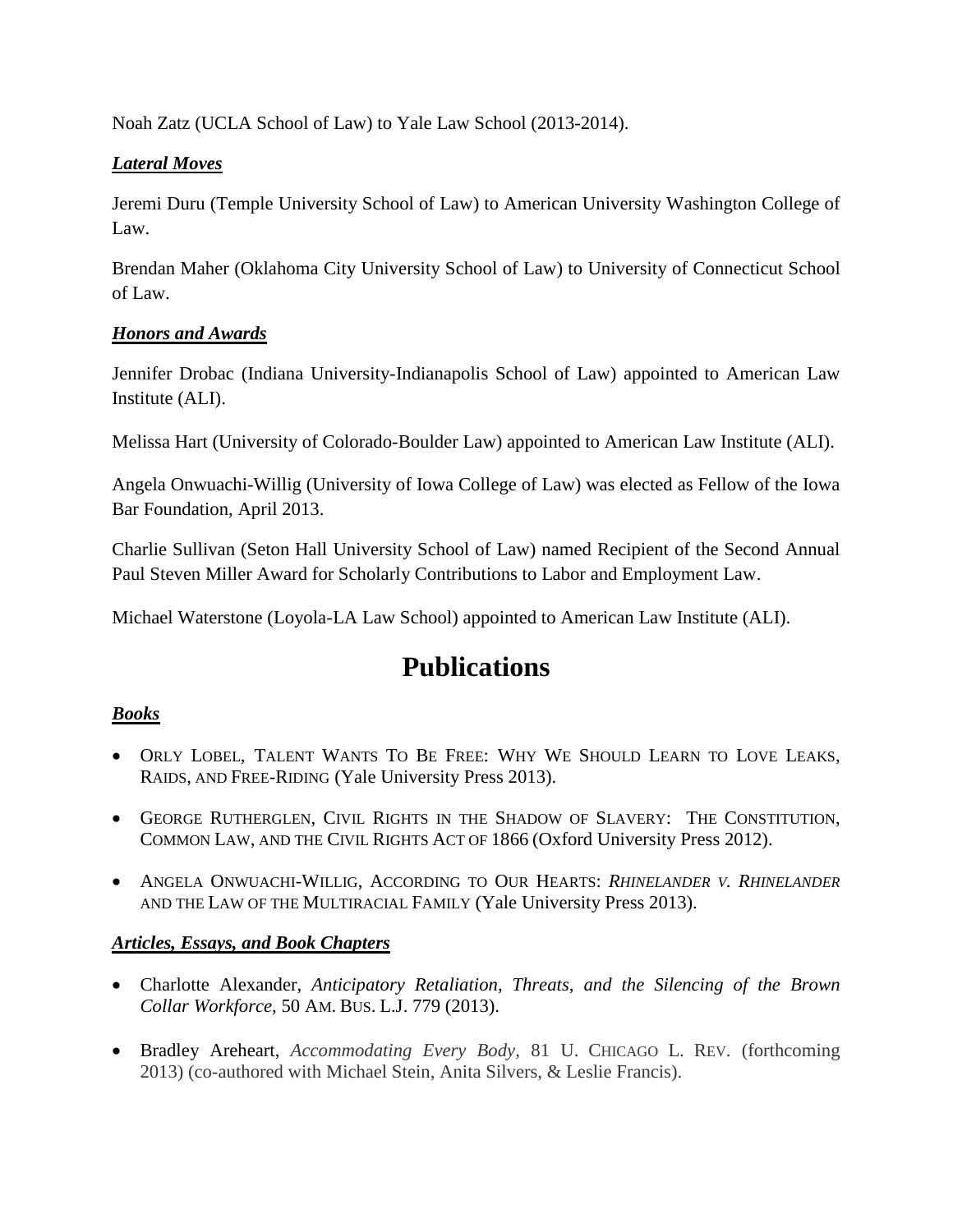Noah Zatz (UCLA School of Law) to Yale Law School (2013-2014).

***Lateral Moves***

Jeremi Duru (Temple University School of Law) to American University Washington College of Law.

Brendan Maher (Oklahoma City University School of Law) to University of Connecticut School of Law.

***Honors and Awards***

Jennifer Drobac (Indiana University-Indianapolis School of Law) appointed to American Law Institute (ALI).

Melissa Hart (University of Colorado-Boulder Law) appointed to American Law Institute (ALI).

Angela Onwuachi-Willig (University of Iowa College of Law) was elected as Fellow of the Iowa Bar Foundation, April 2013.

Charlie Sullivan (Seton Hall University School of Law) named Recipient of the Second Annual Paul Steven Miller Award for Scholarly Contributions to Labor and Employment Law.

Michael Waterstone (Loyola-LA Law School) appointed to American Law Institute (ALI).

# Publications

***Books***

- ORLY LOBEL, TALENT WANTS TO BE FREE: WHY WE SHOULD LEARN TO LOVE LEAKS, RAIDS, AND FREE-RIDING (Yale University Press 2013).
- GEORGE RUTHERGLEN, CIVIL RIGHTS IN THE SHADOW OF SLAVERY: THE CONSTITUTION, COMMON LAW, AND THE CIVIL RIGHTS ACT OF 1866 (Oxford University Press 2012).
- ANGELA ONWUACHI-WILLIG, ACCORDING TO OUR HEARTS: *RHINELANDER V. RHINELANDER* AND THE LAW OF THE MULTIRACIAL FAMILY (Yale University Press 2013).

***Articles, Essays, and Book Chapters***

- Charlotte Alexander, *Anticipatory Retaliation, Threats, and the Silencing of the Brown Collar Workforce*, 50 AM. BUS. L.J. 779 (2013).
- Bradley Areheart, *Accommodating Every Body*, 81 U. CHICAGO L. REV. (forthcoming 2013) (co-authored with Michael Stein, Anita Silvers, & Leslie Francis).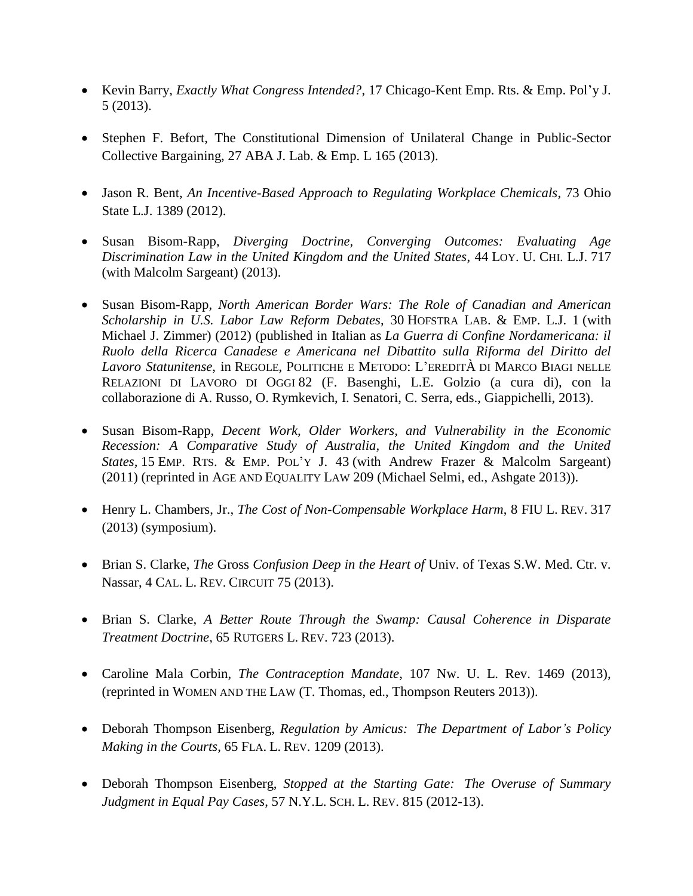- Kevin Barry, *Exactly What Congress Intended?*, 17 Chicago-Kent Emp. Rts. & Emp. Pol'y J. 5 (2013).

- Stephen F. Befort, The Constitutional Dimension of Unilateral Change in Public-Sector Collective Bargaining, 27 ABA J. Lab. & Emp. L 165 (2013).

- Jason R. Bent, *An Incentive-Based Approach to Regulating Workplace Chemicals*, 73 Ohio State L.J. 1389 (2012).

- Susan Bisom-Rapp, *Diverging Doctrine, Converging Outcomes: Evaluating Age Discrimination Law in the United Kingdom and the United States*, 44 LOY. U. CHI. L.J. 717 (with Malcolm Sargeant) (2013).

- Susan Bisom-Rapp, *North American Border Wars: The Role of Canadian and American Scholarship in U.S. Labor Law Reform Debates*, 30 HOFSTRA LAB. & EMP. L.J. 1 (with Michael J. Zimmer) (2012) (published in Italian as *La Guerra di Confine Nordamericana: il Ruolo della Ricerca Canadese e Americana nel Dibattito sulla Riforma del Diritto del Lavoro Statunitense*, in REGOLE, POLITICHE E METODO: L'EREDITÀ DI MARCO BIAGI NELLE RELAZIONI DI LAVORO DI OGGI 82 (F. Basenghi, L.E. Golzio (a cura di), con la collaborazione di A. Russo, O. Rymkevich, I. Senatori, C. Serra, eds., Giappichelli, 2013).

- Susan Bisom-Rapp, *Decent Work, Older Workers, and Vulnerability in the Economic Recession: A Comparative Study of Australia, the United Kingdom and the United States*, 15 EMP. RTS. & EMP. POL'Y J. 43 (with Andrew Frazer & Malcolm Sargeant) (2011) (reprinted in AGE AND EQUALITY LAW 209 (Michael Selmi, ed., Ashgate 2013)).

- Henry L. Chambers, Jr., *The Cost of Non-Compensable Workplace Harm*, 8 FIU L. REV. 317 (2013) (symposium).

- Brian S. Clarke, *The* Gross *Confusion Deep in the Heart of* Univ. of Texas S.W. Med. Ctr. v. Nassar, 4 CAL. L. REV. CIRCUIT 75 (2013).

- Brian S. Clarke, *A Better Route Through the Swamp: Causal Coherence in Disparate Treatment Doctrine*, 65 RUTGERS L. REV. 723 (2013).

- Caroline Mala Corbin, *The Contraception Mandate*, 107 Nw. U. L. Rev. 1469 (2013), (reprinted in WOMEN AND THE LAW (T. Thomas, ed., Thompson Reuters 2013)).

- Deborah Thompson Eisenberg, *Regulation by Amicus: The Department of Labor's Policy Making in the Courts*, 65 FLA. L. REV. 1209 (2013).

- Deborah Thompson Eisenberg, *Stopped at the Starting Gate: The Overuse of Summary Judgment in Equal Pay Cases*, 57 N.Y.L. SCH. L. REV. 815 (2012-13).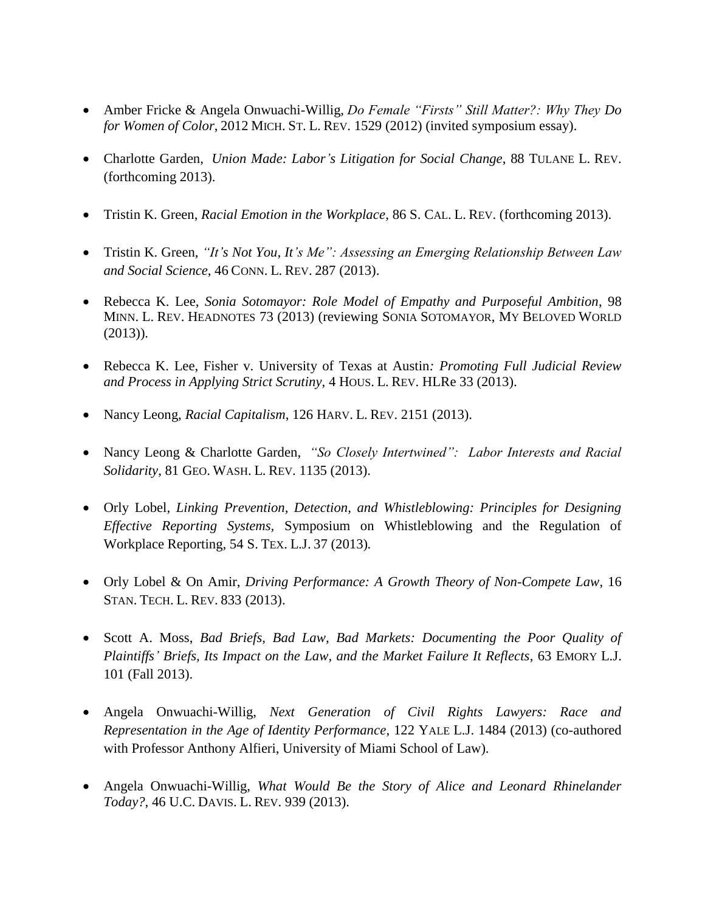- Amber Fricke & Angela Onwuachi-Willig, *Do Female "Firsts" Still Matter?: Why They Do for Women of Color*, 2012 MICH. ST. L. REV. 1529 (2012) (invited symposium essay).

- Charlotte Garden, *Union Made: Labor's Litigation for Social Change*, 88 TULANE L. REV. (forthcoming 2013).

- Tristin K. Green, *Racial Emotion in the Workplace*, 86 S. CAL. L. REV. (forthcoming 2013).

- Tristin K. Green, *"It's Not You, It's Me": Assessing an Emerging Relationship Between Law and Social Science*, 46 CONN. L. REV. 287 (2013).

- Rebecca K. Lee, *Sonia Sotomayor: Role Model of Empathy and Purposeful Ambition*, 98 MINN. L. REV. HEADNOTES 73 (2013) (reviewing SONIA SOTOMAYOR, MY BELOVED WORLD (2013)).

- Rebecca K. Lee, Fisher v. University of Texas at Austin*: Promoting Full Judicial Review and Process in Applying Strict Scrutiny*, 4 HOUS. L. REV. HLRe 33 (2013).

- Nancy Leong, *Racial Capitalism*, 126 HARV. L. REV. 2151 (2013).

- Nancy Leong & Charlotte Garden, *"So Closely Intertwined": Labor Interests and Racial Solidarity*, 81 GEO. WASH. L. REV. 1135 (2013).

- Orly Lobel, *Linking Prevention, Detection, and Whistleblowing: Principles for Designing Effective Reporting Systems,* Symposium on Whistleblowing and the Regulation of Workplace Reporting, 54 S. TEX. L.J. 37 (2013).

- Orly Lobel & On Amir, *Driving Performance: A Growth Theory of Non-Compete Law*, 16 STAN. TECH. L. REV. 833 (2013).

- Scott A. Moss, *Bad Briefs, Bad Law, Bad Markets: Documenting the Poor Quality of Plaintiffs' Briefs, Its Impact on the Law, and the Market Failure It Reflects*, 63 EMORY L.J. 101 (Fall 2013).

- Angela Onwuachi-Willig, *Next Generation of Civil Rights Lawyers: Race and Representation in the Age of Identity Performance*, 122 YALE L.J. 1484 (2013) (co-authored with Professor Anthony Alfieri, University of Miami School of Law).

- Angela Onwuachi-Willig, *What Would Be the Story of Alice and Leonard Rhinelander Today?*, 46 U.C. DAVIS. L. REV. 939 (2013).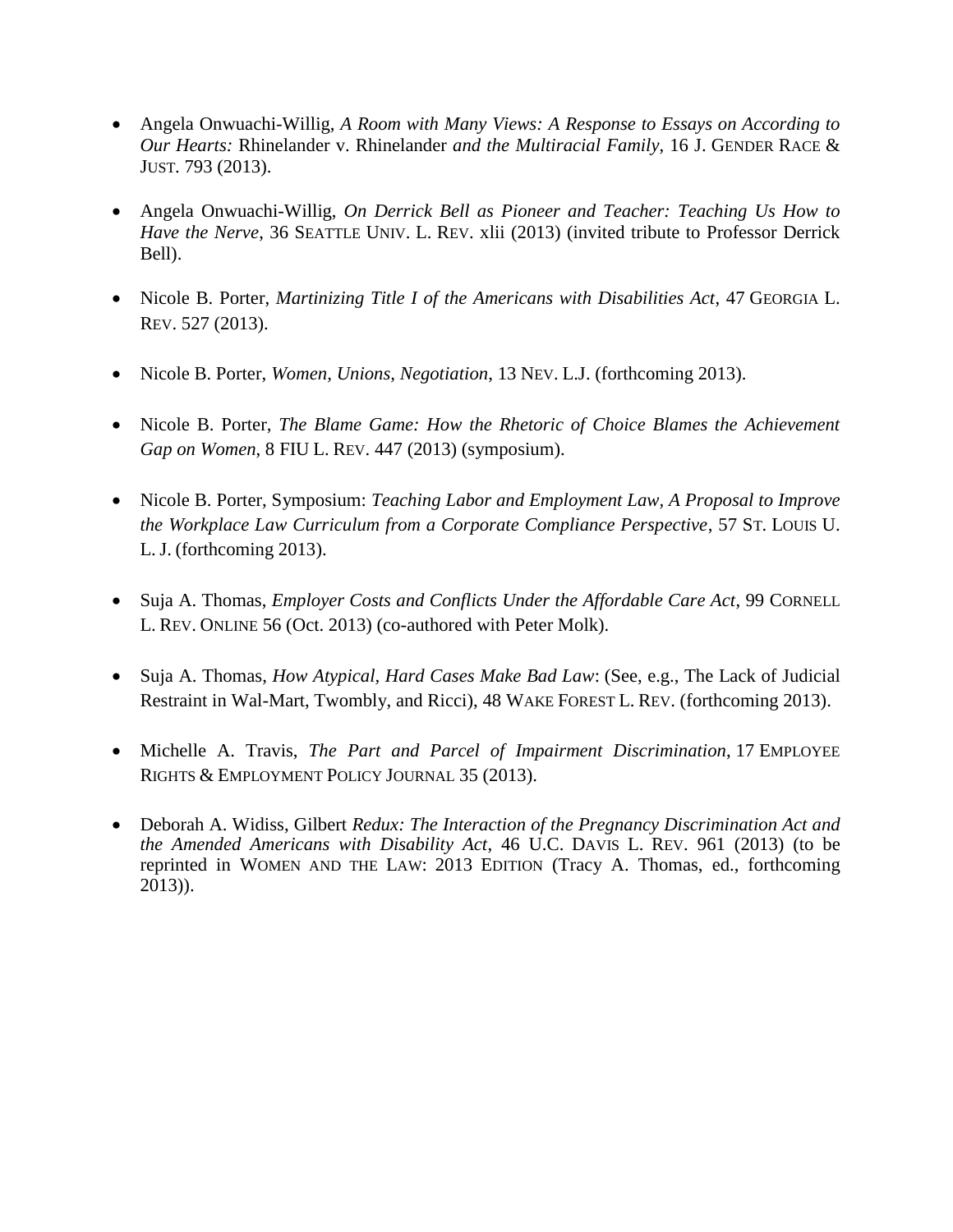- Angela Onwuachi-Willig, *A Room with Many Views: A Response to Essays on According to Our Hearts:* Rhinelander v. Rhinelander *and the Multiracial Family*, 16 J. GENDER RACE & JUST. 793 (2013).

- Angela Onwuachi-Willig, *On Derrick Bell as Pioneer and Teacher: Teaching Us How to Have the Nerve*, 36 SEATTLE UNIV. L. REV. xlii (2013) (invited tribute to Professor Derrick Bell).

- Nicole B. Porter, *Martinizing Title I of the Americans with Disabilities Act*, 47 GEORGIA L. REV. 527 (2013).

- Nicole B. Porter, *Women, Unions, Negotiation*, 13 NEV. L.J. (forthcoming 2013).

- Nicole B. Porter, *The Blame Game: How the Rhetoric of Choice Blames the Achievement Gap on Women*, 8 FIU L. REV. 447 (2013) (symposium).

- Nicole B. Porter, Symposium: *Teaching Labor and Employment Law, A Proposal to Improve the Workplace Law Curriculum from a Corporate Compliance Perspective*, 57 ST. LOUIS U. L. J. (forthcoming 2013).

- Suja A. Thomas, *Employer Costs and Conflicts Under the Affordable Care Act*, 99 CORNELL L. REV. ONLINE 56 (Oct. 2013) (co-authored with Peter Molk).

- Suja A. Thomas, *How Atypical, Hard Cases Make Bad Law*: (See, e.g., The Lack of Judicial Restraint in Wal-Mart, Twombly, and Ricci), 48 WAKE FOREST L. REV. (forthcoming 2013).

- Michelle A. Travis, *The Part and Parcel of Impairment Discrimination*, 17 EMPLOYEE RIGHTS & EMPLOYMENT POLICY JOURNAL 35 (2013).

- Deborah A. Widiss, Gilbert *Redux: The Interaction of the Pregnancy Discrimination Act and the Amended Americans with Disability Act*, 46 U.C. DAVIS L. REV. 961 (2013) (to be reprinted in WOMEN AND THE LAW: 2013 EDITION (Tracy A. Thomas, ed., forthcoming 2013)).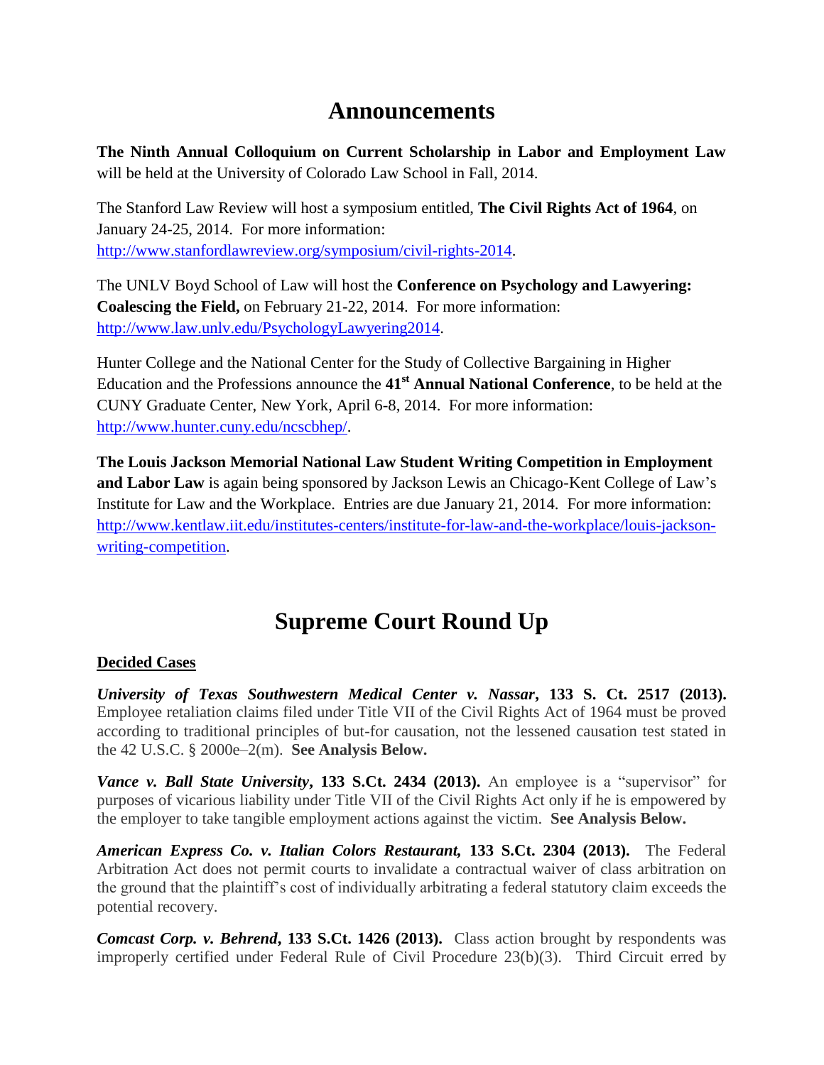# Announcements

**The Ninth Annual Colloquium on Current Scholarship in Labor and Employment Law** will be held at the University of Colorado Law School in Fall, 2014.

The Stanford Law Review will host a symposium entitled, **The Civil Rights Act of 1964**, on January 24-25, 2014. For more information: http://www.stanfordlawreview.org/symposium/civil-rights-2014.

The UNLV Boyd School of Law will host the **Conference on Psychology and Lawyering: Coalescing the Field,** on February 21-22, 2014. For more information: http://www.law.unlv.edu/PsychologyLawyering2014.

Hunter College and the National Center for the Study of Collective Bargaining in Higher Education and the Professions announce the **41st Annual National Conference**, to be held at the CUNY Graduate Center, New York, April 6-8, 2014. For more information: http://www.hunter.cuny.edu/ncscbhep/.

**The Louis Jackson Memorial National Law Student Writing Competition in Employment and Labor Law** is again being sponsored by Jackson Lewis an Chicago-Kent College of Law's Institute for Law and the Workplace. Entries are due January 21, 2014. For more information: http://www.kentlaw.iit.edu/institutes-centers/institute-for-law-and-the-workplace/louis-jackson-writing-competition.

# Supreme Court Round Up

**Decided Cases**

***University of Texas Southwestern Medical Center v. Nassar*, 133 S. Ct. 2517 (2013).** Employee retaliation claims filed under Title VII of the Civil Rights Act of 1964 must be proved according to traditional principles of but-for causation, not the lessened causation test stated in the 42 U.S.C. § 2000e–2(m). **See Analysis Below.**

***Vance v. Ball State University*, 133 S.Ct. 2434 (2013).** An employee is a "supervisor" for purposes of vicarious liability under Title VII of the Civil Rights Act only if he is empowered by the employer to take tangible employment actions against the victim. **See Analysis Below.**

***American Express Co. v. Italian Colors Restaurant,* 133 S.Ct. 2304 (2013).** The Federal Arbitration Act does not permit courts to invalidate a contractual waiver of class arbitration on the ground that the plaintiff's cost of individually arbitrating a federal statutory claim exceeds the potential recovery.

***Comcast Corp. v. Behrend*, 133 S.Ct. 1426 (2013).** Class action brought by respondents was improperly certified under Federal Rule of Civil Procedure 23(b)(3). Third Circuit erred by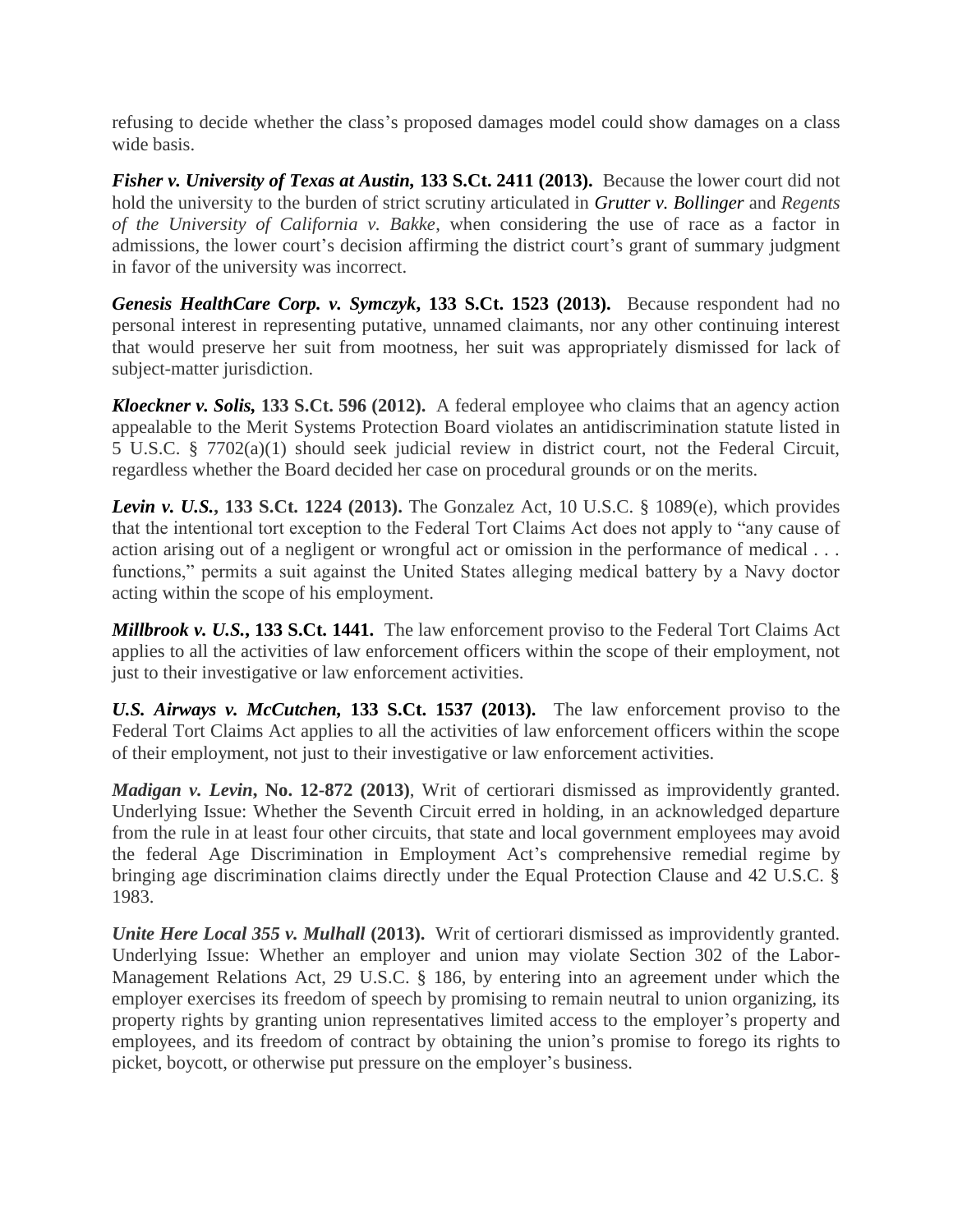refusing to decide whether the class's proposed damages model could show damages on a class wide basis.

***Fisher v. University of Texas at Austin,* 133 S.Ct. 2411 (2013).** Because the lower court did not hold the university to the burden of strict scrutiny articulated in ***Grutter v. Bollinger*** and *Regents of the University of California v. Bakke*, when considering the use of race as a factor in admissions, the lower court's decision affirming the district court's grant of summary judgment in favor of the university was incorrect.

***Genesis HealthCare Corp. v. Symczyk*, 133 S.Ct. 1523 (2013).** Because respondent had no personal interest in representing putative, unnamed claimants, nor any other continuing interest that would preserve her suit from mootness, her suit was appropriately dismissed for lack of subject-matter jurisdiction.

***Kloeckner v. Solis,* 133 S.Ct. 596 (2012).** A federal employee who claims that an agency action appealable to the Merit Systems Protection Board violates an antidiscrimination statute listed in 5 U.S.C. § 7702(a)(1) should seek judicial review in district court, not the Federal Circuit, regardless whether the Board decided her case on procedural grounds or on the merits.

***Levin v. U.S.*, 133 S.Ct. 1224 (2013).** The Gonzalez Act, 10 U.S.C. § 1089(e), which provides that the intentional tort exception to the Federal Tort Claims Act does not apply to "any cause of action arising out of a negligent or wrongful act or omission in the performance of medical . . . functions," permits a suit against the United States alleging medical battery by a Navy doctor acting within the scope of his employment.

***Millbrook v. U.S.*, 133 S.Ct. 1441.** The law enforcement proviso to the Federal Tort Claims Act applies to all the activities of law enforcement officers within the scope of their employment, not just to their investigative or law enforcement activities.

***U.S. Airways v. McCutchen,* 133 S.Ct. 1537 (2013).** The law enforcement proviso to the Federal Tort Claims Act applies to all the activities of law enforcement officers within the scope of their employment, not just to their investigative or law enforcement activities.

***Madigan v. Levin*, No. 12-872 (2013)**, Writ of certiorari dismissed as improvidently granted. Underlying Issue: Whether the Seventh Circuit erred in holding, in an acknowledged departure from the rule in at least four other circuits, that state and local government employees may avoid the federal Age Discrimination in Employment Act's comprehensive remedial regime by bringing age discrimination claims directly under the Equal Protection Clause and 42 U.S.C. § 1983.

***Unite Here Local 355 v. Mulhall* (2013).** Writ of certiorari dismissed as improvidently granted. Underlying Issue: Whether an employer and union may violate Section 302 of the Labor-Management Relations Act, 29 U.S.C. § 186, by entering into an agreement under which the employer exercises its freedom of speech by promising to remain neutral to union organizing, its property rights by granting union representatives limited access to the employer's property and employees, and its freedom of contract by obtaining the union's promise to forego its rights to picket, boycott, or otherwise put pressure on the employer's business.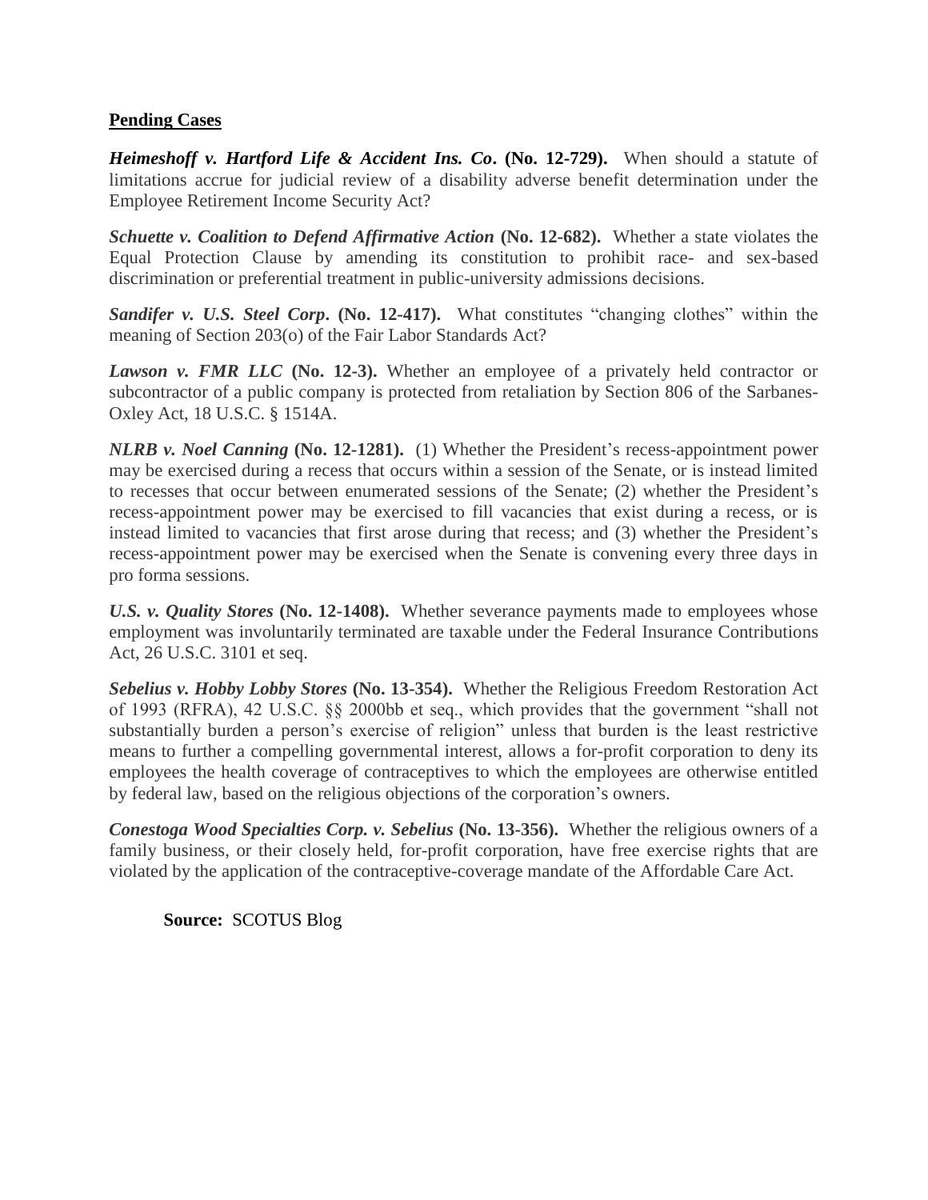**Pending Cases**

***Heimeshoff v. Hartford Life & Accident Ins. Co*. (No. 12-729).** When should a statute of limitations accrue for judicial review of a disability adverse benefit determination under the Employee Retirement Income Security Act?

***Schuette v. Coalition to Defend Affirmative Action* (No. 12-682).** Whether a state violates the Equal Protection Clause by amending its constitution to prohibit race- and sex-based discrimination or preferential treatment in public-university admissions decisions.

***Sandifer v. U.S. Steel Corp*. (No. 12-417).** What constitutes "changing clothes" within the meaning of Section 203(o) of the Fair Labor Standards Act?

***Lawson v. FMR LLC* (No. 12-3).** Whether an employee of a privately held contractor or subcontractor of a public company is protected from retaliation by Section 806 of the Sarbanes-Oxley Act, 18 U.S.C. § 1514A.

***NLRB v. Noel Canning* (No. 12-1281).** (1) Whether the President's recess-appointment power may be exercised during a recess that occurs within a session of the Senate, or is instead limited to recesses that occur between enumerated sessions of the Senate; (2) whether the President's recess-appointment power may be exercised to fill vacancies that exist during a recess, or is instead limited to vacancies that first arose during that recess; and (3) whether the President's recess-appointment power may be exercised when the Senate is convening every three days in pro forma sessions.

***U.S. v. Quality Stores* (No. 12-1408).** Whether severance payments made to employees whose employment was involuntarily terminated are taxable under the Federal Insurance Contributions Act, 26 U.S.C. 3101 et seq.

***Sebelius v. Hobby Lobby Stores* (No. 13-354).** Whether the Religious Freedom Restoration Act of 1993 (RFRA), 42 U.S.C. §§ 2000bb et seq., which provides that the government "shall not substantially burden a person's exercise of religion" unless that burden is the least restrictive means to further a compelling governmental interest, allows a for-profit corporation to deny its employees the health coverage of contraceptives to which the employees are otherwise entitled by federal law, based on the religious objections of the corporation's owners.

***Conestoga Wood Specialties Corp. v. Sebelius* (No. 13-356).** Whether the religious owners of a family business, or their closely held, for-profit corporation, have free exercise rights that are violated by the application of the contraceptive-coverage mandate of the Affordable Care Act.

**Source:** SCOTUS Blog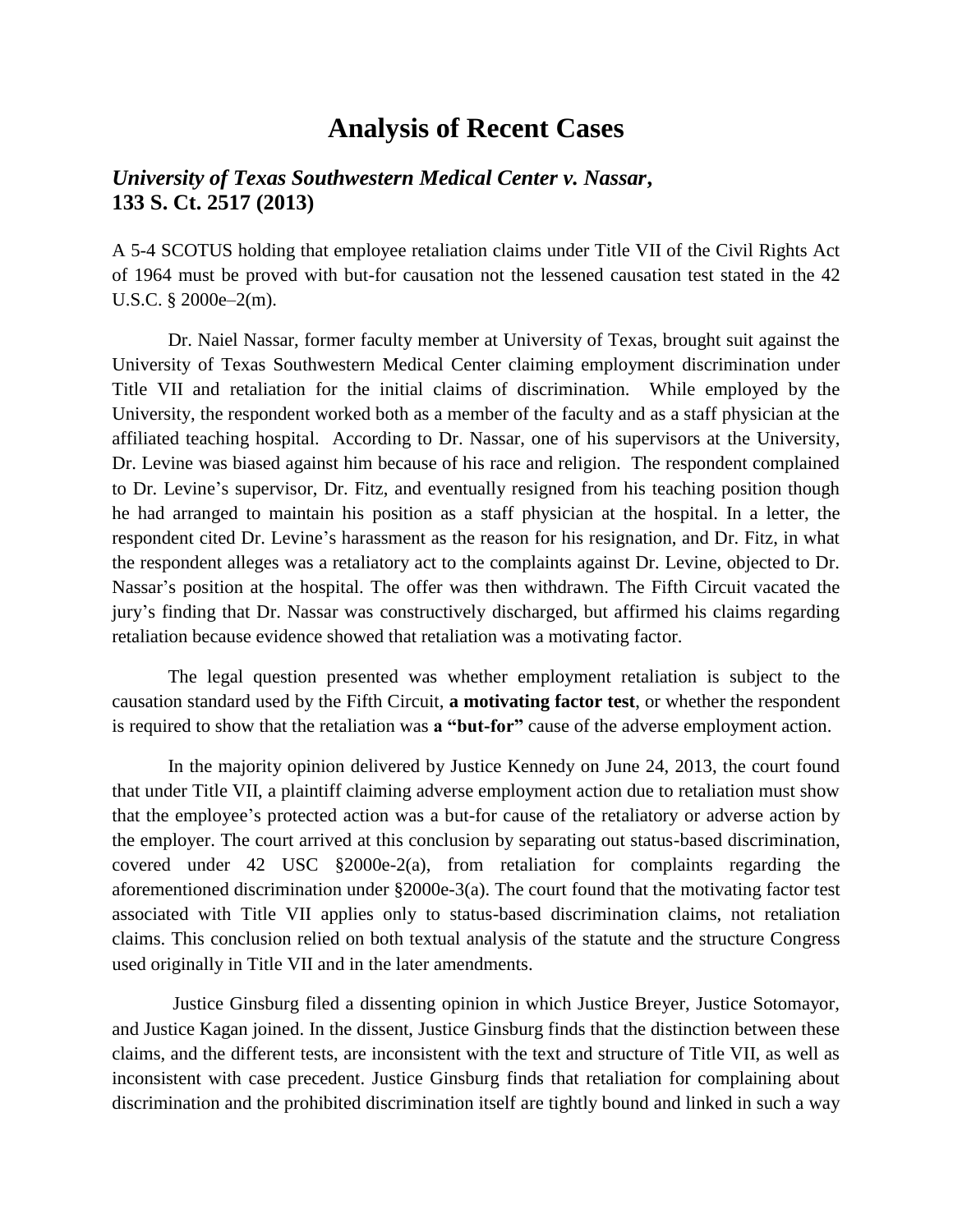# Analysis of Recent Cases

## *University of Texas Southwestern Medical Center v. Nassar*, **133 S. Ct. 2517 (2013)**

A 5-4 SCOTUS holding that employee retaliation claims under Title VII of the Civil Rights Act of 1964 must be proved with but-for causation not the lessened causation test stated in the 42 U.S.C. § 2000e–2(m).

Dr. Naiel Nassar, former faculty member at University of Texas, brought suit against the University of Texas Southwestern Medical Center claiming employment discrimination under Title VII and retaliation for the initial claims of discrimination. While employed by the University, the respondent worked both as a member of the faculty and as a staff physician at the affiliated teaching hospital. According to Dr. Nassar, one of his supervisors at the University, Dr. Levine was biased against him because of his race and religion. The respondent complained to Dr. Levine's supervisor, Dr. Fitz, and eventually resigned from his teaching position though he had arranged to maintain his position as a staff physician at the hospital. In a letter, the respondent cited Dr. Levine's harassment as the reason for his resignation, and Dr. Fitz, in what the respondent alleges was a retaliatory act to the complaints against Dr. Levine, objected to Dr. Nassar's position at the hospital. The offer was then withdrawn. The Fifth Circuit vacated the jury's finding that Dr. Nassar was constructively discharged, but affirmed his claims regarding retaliation because evidence showed that retaliation was a motivating factor.

The legal question presented was whether employment retaliation is subject to the causation standard used by the Fifth Circuit, **a motivating factor test**, or whether the respondent is required to show that the retaliation was **a "but-for"** cause of the adverse employment action.

In the majority opinion delivered by Justice Kennedy on June 24, 2013, the court found that under Title VII, a plaintiff claiming adverse employment action due to retaliation must show that the employee's protected action was a but-for cause of the retaliatory or adverse action by the employer. The court arrived at this conclusion by separating out status-based discrimination, covered under 42 USC §2000e-2(a), from retaliation for complaints regarding the aforementioned discrimination under §2000e-3(a). The court found that the motivating factor test associated with Title VII applies only to status-based discrimination claims, not retaliation claims. This conclusion relied on both textual analysis of the statute and the structure Congress used originally in Title VII and in the later amendments.

Justice Ginsburg filed a dissenting opinion in which Justice Breyer, Justice Sotomayor, and Justice Kagan joined. In the dissent, Justice Ginsburg finds that the distinction between these claims, and the different tests, are inconsistent with the text and structure of Title VII, as well as inconsistent with case precedent. Justice Ginsburg finds that retaliation for complaining about discrimination and the prohibited discrimination itself are tightly bound and linked in such a way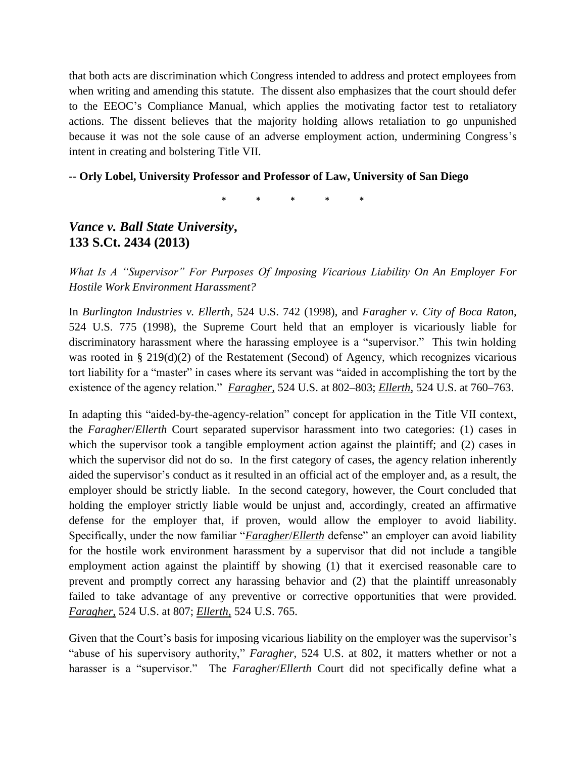that both acts are discrimination which Congress intended to address and protect employees from when writing and amending this statute. The dissent also emphasizes that the court should defer to the EEOC's Compliance Manual, which applies the motivating factor test to retaliatory actions. The dissent believes that the majority holding allows retaliation to go unpunished because it was not the sole cause of an adverse employment action, undermining Congress's intent in creating and bolstering Title VII.

**-- Orly Lobel, University Professor and Professor of Law, University of San Diego**

\* \* \* \* \*

## ***Vance v. Ball State University*, 133 S.Ct. 2434 (2013)**

*What Is A "Supervisor" For Purposes Of Imposing Vicarious Liability On An Employer For Hostile Work Environment Harassment?*

In *Burlington Industries v. Ellerth*, 524 U.S. 742 (1998), and *Faragher v. City of Boca Raton*, 524 U.S. 775 (1998), the Supreme Court held that an employer is vicariously liable for discriminatory harassment where the harassing employee is a "supervisor." This twin holding was rooted in § 219(d)(2) of the Restatement (Second) of Agency, which recognizes vicarious tort liability for a "master" in cases where its servant was "aided in accomplishing the tort by the existence of the agency relation." *Faragher*, 524 U.S. at 802–803; *Ellerth*, 524 U.S. at 760–763.

In adapting this "aided-by-the-agency-relation" concept for application in the Title VII context, the *Faragher*/*Ellerth* Court separated supervisor harassment into two categories: (1) cases in which the supervisor took a tangible employment action against the plaintiff; and (2) cases in which the supervisor did not do so. In the first category of cases, the agency relation inherently aided the supervisor's conduct as it resulted in an official act of the employer and, as a result, the employer should be strictly liable. In the second category, however, the Court concluded that holding the employer strictly liable would be unjust and, accordingly, created an affirmative defense for the employer that, if proven, would allow the employer to avoid liability. Specifically, under the now familiar "*Faragher*/*Ellerth* defense" an employer can avoid liability for the hostile work environment harassment by a supervisor that did not include a tangible employment action against the plaintiff by showing (1) that it exercised reasonable care to prevent and promptly correct any harassing behavior and (2) that the plaintiff unreasonably failed to take advantage of any preventive or corrective opportunities that were provided. *Faragher*, 524 U.S. at 807; *Ellerth*, 524 U.S. 765.

Given that the Court's basis for imposing vicarious liability on the employer was the supervisor's "abuse of his supervisory authority," *Faragher*, 524 U.S. at 802, it matters whether or not a harasser is a "supervisor." The *Faragher*/*Ellerth* Court did not specifically define what a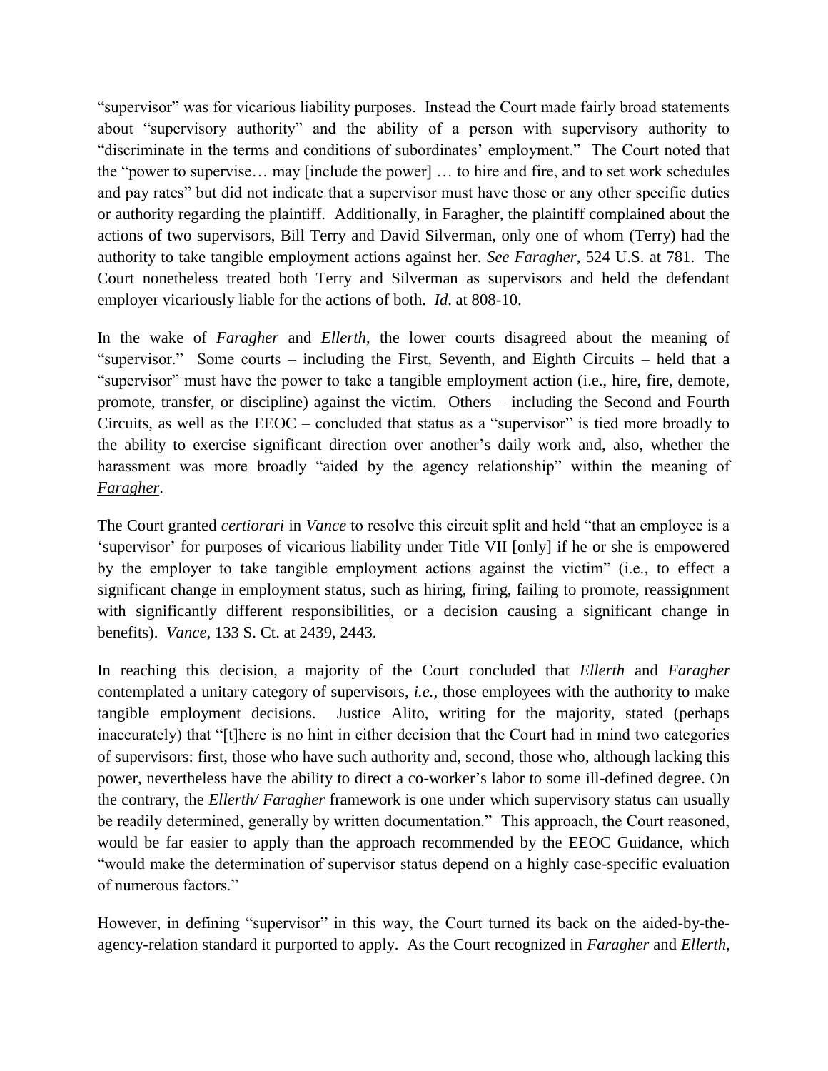"supervisor" was for vicarious liability purposes. Instead the Court made fairly broad statements about "supervisory authority" and the ability of a person with supervisory authority to "discriminate in the terms and conditions of subordinates' employment." The Court noted that the "power to supervise… may [include the power] … to hire and fire, and to set work schedules and pay rates" but did not indicate that a supervisor must have those or any other specific duties or authority regarding the plaintiff. Additionally, in Faragher, the plaintiff complained about the actions of two supervisors, Bill Terry and David Silverman, only one of whom (Terry) had the authority to take tangible employment actions against her. *See Faragher*, 524 U.S. at 781. The Court nonetheless treated both Terry and Silverman as supervisors and held the defendant employer vicariously liable for the actions of both. *Id.* at 808-10.

In the wake of *Faragher* and *Ellerth*, the lower courts disagreed about the meaning of "supervisor." Some courts – including the First, Seventh, and Eighth Circuits – held that a "supervisor" must have the power to take a tangible employment action (i.e., hire, fire, demote, promote, transfer, or discipline) against the victim. Others – including the Second and Fourth Circuits, as well as the EEOC – concluded that status as a "supervisor" is tied more broadly to the ability to exercise significant direction over another's daily work and, also, whether the harassment was more broadly "aided by the agency relationship" within the meaning of *Faragher*.

The Court granted *certiorari* in *Vance* to resolve this circuit split and held "that an employee is a 'supervisor' for purposes of vicarious liability under Title VII [only] if he or she is empowered by the employer to take tangible employment actions against the victim" (i.e., to effect a significant change in employment status, such as hiring, firing, failing to promote, reassignment with significantly different responsibilities, or a decision causing a significant change in benefits). *Vance*, 133 S. Ct. at 2439, 2443.

In reaching this decision, a majority of the Court concluded that *Ellerth* and *Faragher* contemplated a unitary category of supervisors, *i.e.*, those employees with the authority to make tangible employment decisions. Justice Alito, writing for the majority, stated (perhaps inaccurately) that "[t]here is no hint in either decision that the Court had in mind two categories of supervisors: first, those who have such authority and, second, those who, although lacking this power, nevertheless have the ability to direct a co-worker's labor to some ill-defined degree. On the contrary, the *Ellerth/ Faragher* framework is one under which supervisory status can usually be readily determined, generally by written documentation." This approach, the Court reasoned, would be far easier to apply than the approach recommended by the EEOC Guidance, which "would make the determination of supervisor status depend on a highly case-specific evaluation of numerous factors."

However, in defining "supervisor" in this way, the Court turned its back on the aided-by-the-agency-relation standard it purported to apply. As the Court recognized in *Faragher* and *Ellerth*,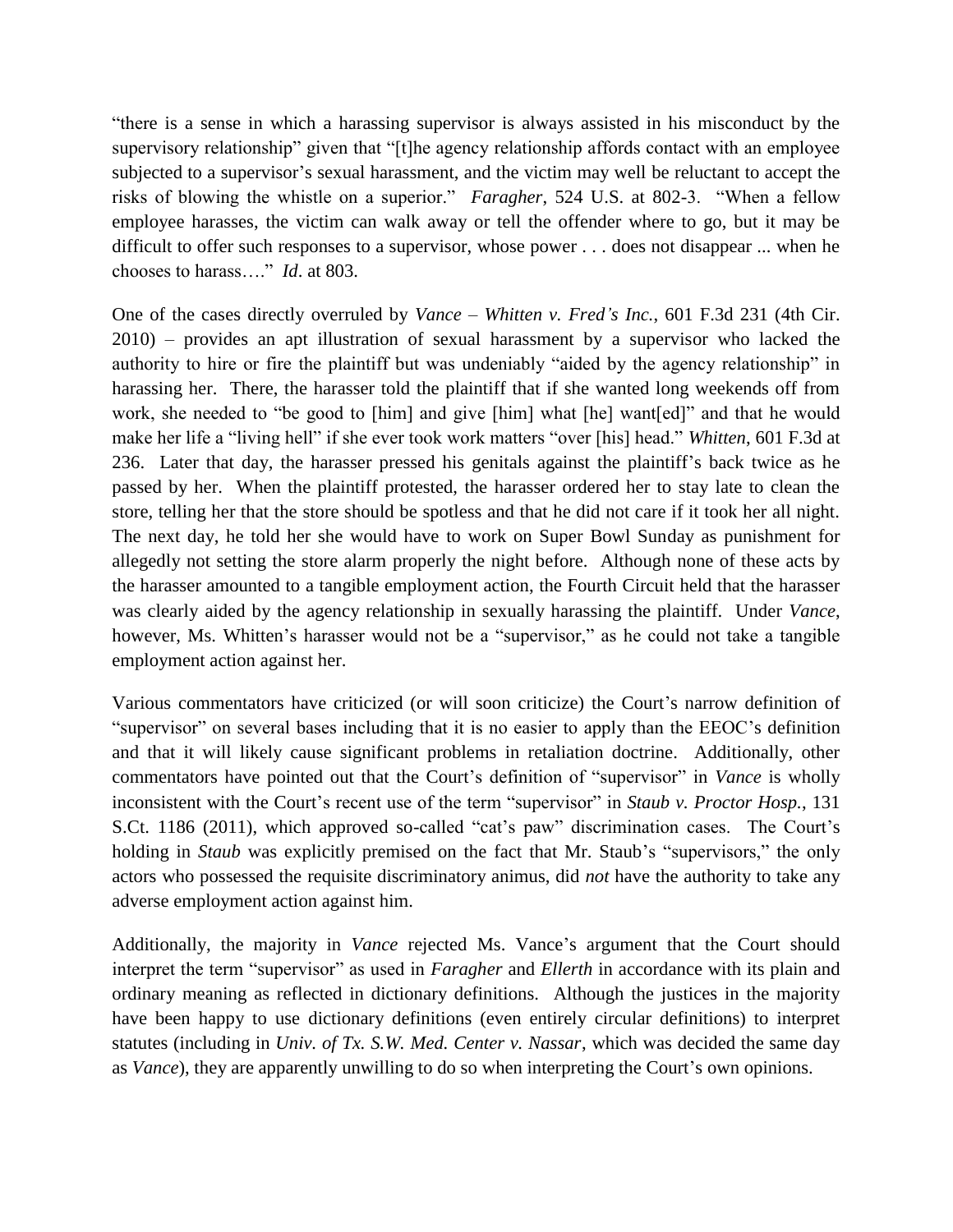"there is a sense in which a harassing supervisor is always assisted in his misconduct by the supervisory relationship" given that "[t]he agency relationship affords contact with an employee subjected to a supervisor's sexual harassment, and the victim may well be reluctant to accept the risks of blowing the whistle on a superior." *Faragher*, 524 U.S. at 802-3. "When a fellow employee harasses, the victim can walk away or tell the offender where to go, but it may be difficult to offer such responses to a supervisor, whose power . . . does not disappear ... when he chooses to harass…." *Id*. at 803.

One of the cases directly overruled by *Vance* – *Whitten v. Fred's Inc.*, 601 F.3d 231 (4th Cir. 2010) – provides an apt illustration of sexual harassment by a supervisor who lacked the authority to hire or fire the plaintiff but was undeniably "aided by the agency relationship" in harassing her. There, the harasser told the plaintiff that if she wanted long weekends off from work, she needed to "be good to [him] and give [him] what [he] want[ed]" and that he would make her life a "living hell" if she ever took work matters "over [his] head." *Whitten*, 601 F.3d at 236. Later that day, the harasser pressed his genitals against the plaintiff's back twice as he passed by her. When the plaintiff protested, the harasser ordered her to stay late to clean the store, telling her that the store should be spotless and that he did not care if it took her all night. The next day, he told her she would have to work on Super Bowl Sunday as punishment for allegedly not setting the store alarm properly the night before. Although none of these acts by the harasser amounted to a tangible employment action, the Fourth Circuit held that the harasser was clearly aided by the agency relationship in sexually harassing the plaintiff. Under *Vance*, however, Ms. Whitten's harasser would not be a "supervisor," as he could not take a tangible employment action against her.

Various commentators have criticized (or will soon criticize) the Court's narrow definition of "supervisor" on several bases including that it is no easier to apply than the EEOC's definition and that it will likely cause significant problems in retaliation doctrine. Additionally, other commentators have pointed out that the Court's definition of "supervisor" in *Vance* is wholly inconsistent with the Court's recent use of the term "supervisor" in *Staub v. Proctor Hosp.*, 131 S.Ct. 1186 (2011), which approved so-called "cat's paw" discrimination cases. The Court's holding in *Staub* was explicitly premised on the fact that Mr. Staub's "supervisors," the only actors who possessed the requisite discriminatory animus, did *not* have the authority to take any adverse employment action against him.

Additionally, the majority in *Vance* rejected Ms. Vance's argument that the Court should interpret the term "supervisor" as used in *Faragher* and *Ellerth* in accordance with its plain and ordinary meaning as reflected in dictionary definitions. Although the justices in the majority have been happy to use dictionary definitions (even entirely circular definitions) to interpret statutes (including in *Univ. of Tx. S.W. Med. Center v. Nassar*, which was decided the same day as *Vance*), they are apparently unwilling to do so when interpreting the Court's own opinions.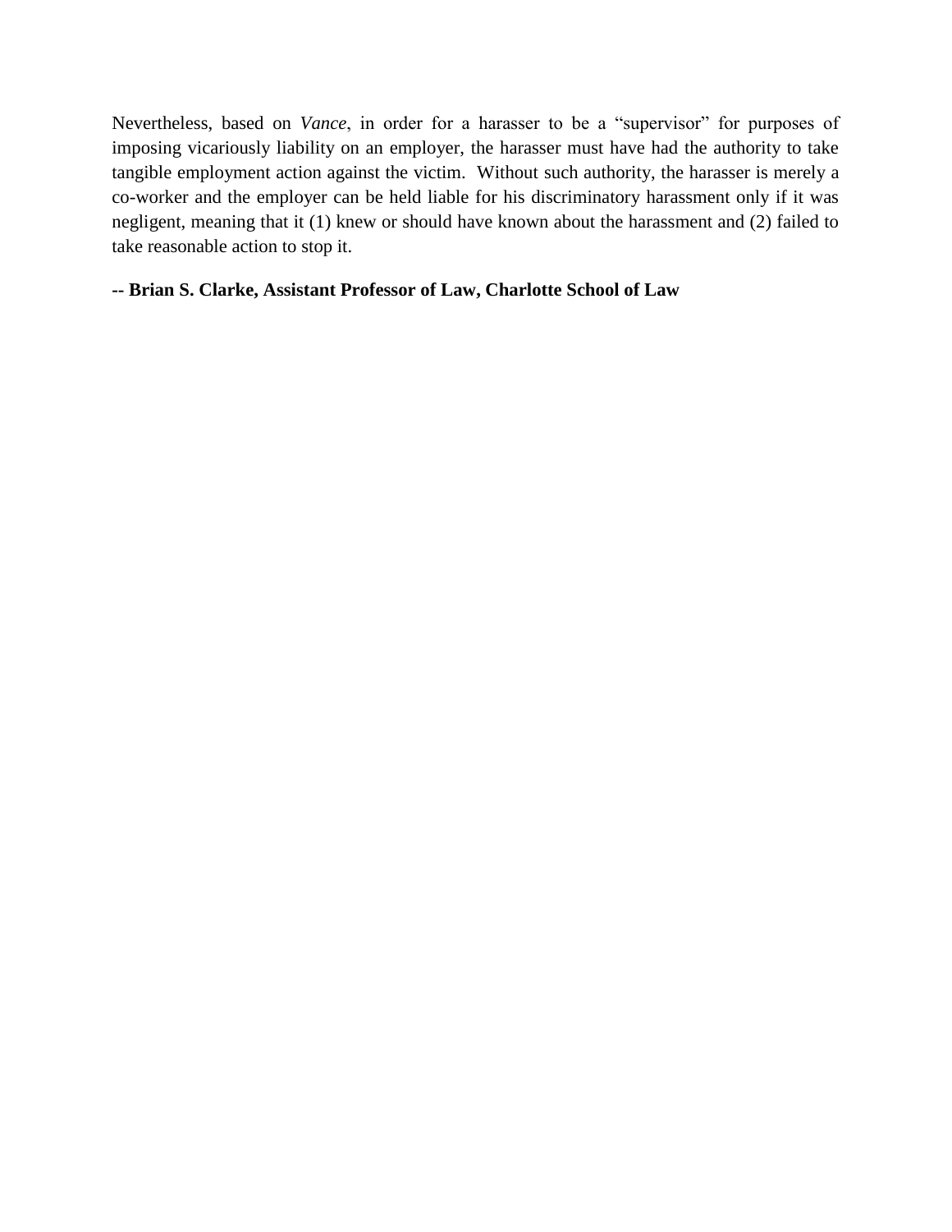Nevertheless, based on *Vance*, in order for a harasser to be a "supervisor" for purposes of imposing vicariously liability on an employer, the harasser must have had the authority to take tangible employment action against the victim. Without such authority, the harasser is merely a co-worker and the employer can be held liable for his discriminatory harassment only if it was negligent, meaning that it (1) knew or should have known about the harassment and (2) failed to take reasonable action to stop it.

**-- Brian S. Clarke, Assistant Professor of Law, Charlotte School of Law**